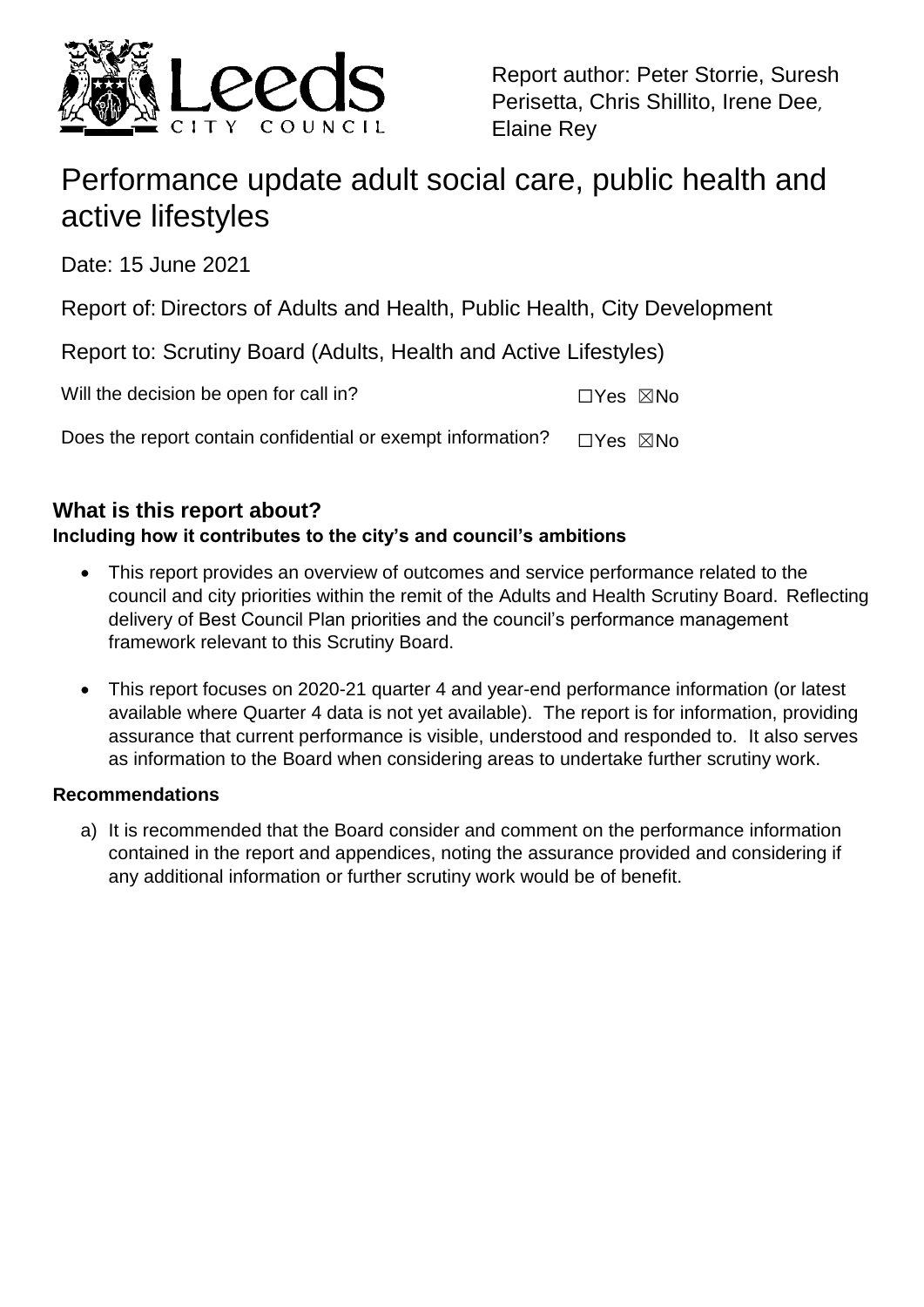Report author: Peter Storrie, Suresh Perisetta, Chris Shillito, Irene Dee, Elaine Rey

# Performance update adult social care, public health and active lifestyles

Date: 15 June 2021

Report of: Directors of Adults and Health, Public Health, City Development

Report to: Scrutiny Board (Adults, Health and Active Lifestyles)

Will the decision be open for call in? ☐Yes ☒No

Does the report contain confidential or exempt information? ☐Yes ☒No

## What is this report about?

**Including how it contributes to the city's and council's ambitions**

- This report provides an overview of outcomes and service performance related to the council and city priorities within the remit of the Adults and Health Scrutiny Board. Reflecting delivery of Best Council Plan priorities and the council's performance management framework relevant to this Scrutiny Board.
- This report focuses on 2020-21 quarter 4 and year-end performance information (or latest available where Quarter 4 data is not yet available). The report is for information, providing assurance that current performance is visible, understood and responded to. It also serves as information to the Board when considering areas to undertake further scrutiny work.

**Recommendations**

a) It is recommended that the Board consider and comment on the performance information contained in the report and appendices, noting the assurance provided and considering if any additional information or further scrutiny work would be of benefit.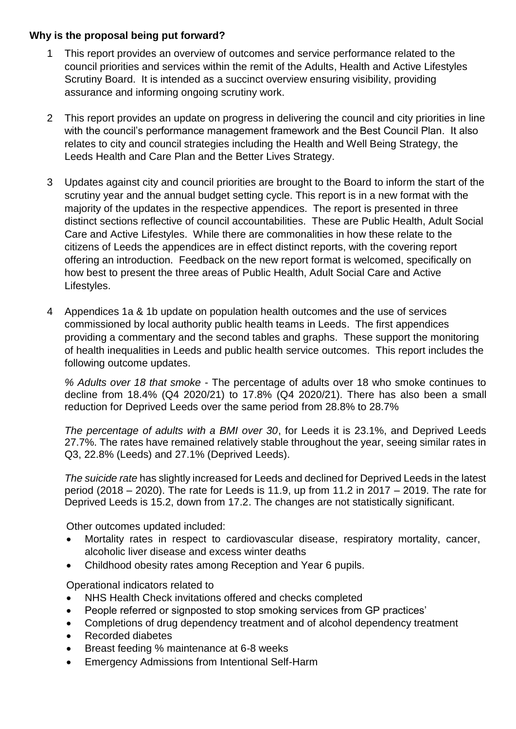**Why is the proposal being put forward?**

1 This report provides an overview of outcomes and service performance related to the council priorities and services within the remit of the Adults, Health and Active Lifestyles Scrutiny Board. It is intended as a succinct overview ensuring visibility, providing assurance and informing ongoing scrutiny work.

2 This report provides an update on progress in delivering the council and city priorities in line with the council's performance management framework and the Best Council Plan. It also relates to city and council strategies including the Health and Well Being Strategy, the Leeds Health and Care Plan and the Better Lives Strategy.

3 Updates against city and council priorities are brought to the Board to inform the start of the scrutiny year and the annual budget setting cycle. This report is in a new format with the majority of the updates in the respective appendices. The report is presented in three distinct sections reflective of council accountabilities. These are Public Health, Adult Social Care and Active Lifestyles. While there are commonalities in how these relate to the citizens of Leeds the appendices are in effect distinct reports, with the covering report offering an introduction. Feedback on the new report format is welcomed, specifically on how best to present the three areas of Public Health, Adult Social Care and Active Lifestyles.

4 Appendices 1a & 1b update on population health outcomes and the use of services commissioned by local authority public health teams in Leeds. The first appendices providing a commentary and the second tables and graphs. These support the monitoring of health inequalities in Leeds and public health service outcomes. This report includes the following outcome updates.

*% Adults over 18 that smoke* - The percentage of adults over 18 who smoke continues to decline from 18.4% (Q4 2020/21) to 17.8% (Q4 2020/21). There has also been a small reduction for Deprived Leeds over the same period from 28.8% to 28.7%

*The percentage of adults with a BMI over 30*, for Leeds it is 23.1%, and Deprived Leeds 27.7%. The rates have remained relatively stable throughout the year, seeing similar rates in Q3, 22.8% (Leeds) and 27.1% (Deprived Leeds).

*The suicide rate* has slightly increased for Leeds and declined for Deprived Leeds in the latest period (2018 – 2020). The rate for Leeds is 11.9, up from 11.2 in 2017 – 2019. The rate for Deprived Leeds is 15.2, down from 17.2. The changes are not statistically significant.

Other outcomes updated included:

- Mortality rates in respect to cardiovascular disease, respiratory mortality, cancer, alcoholic liver disease and excess winter deaths
- Childhood obesity rates among Reception and Year 6 pupils.

Operational indicators related to

- NHS Health Check invitations offered and checks completed
- People referred or signposted to stop smoking services from GP practices'
- Completions of drug dependency treatment and of alcohol dependency treatment
- Recorded diabetes
- Breast feeding % maintenance at 6-8 weeks
- Emergency Admissions from Intentional Self-Harm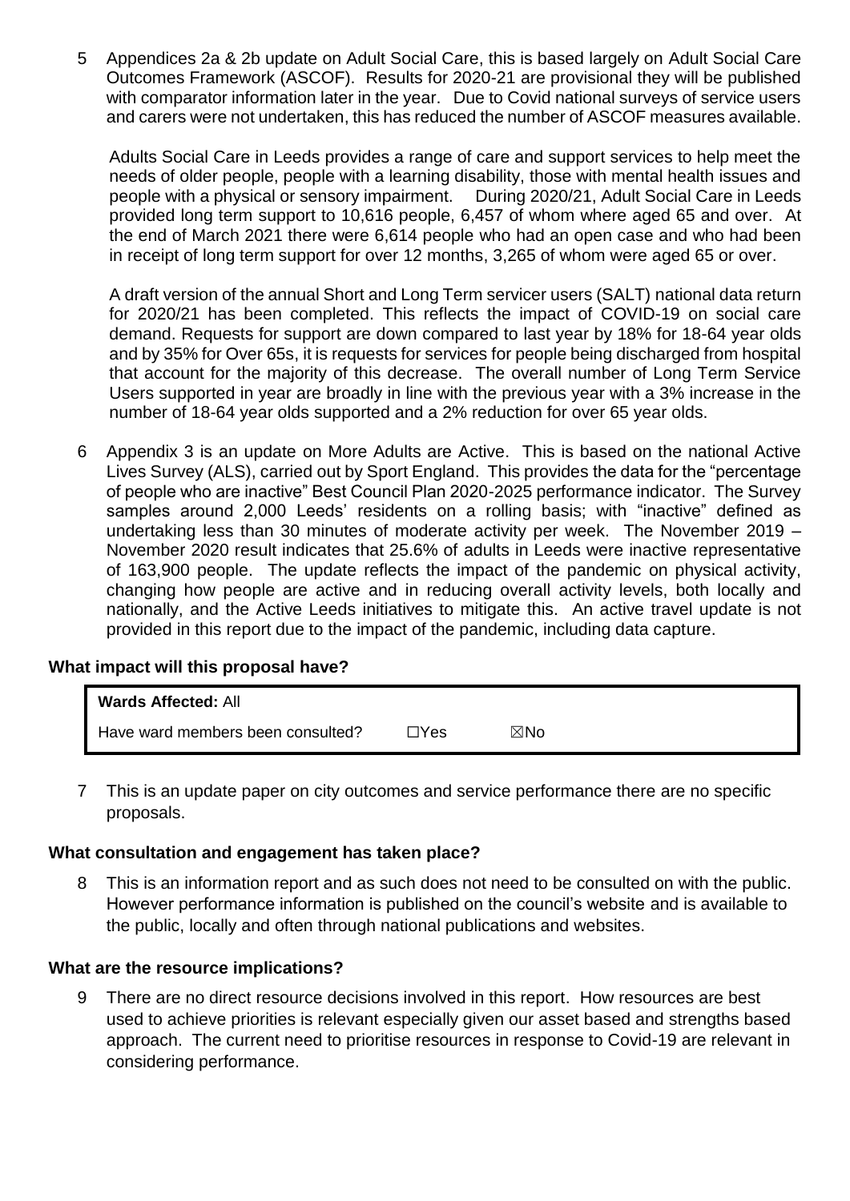5 Appendices 2a & 2b update on Adult Social Care, this is based largely on Adult Social Care Outcomes Framework (ASCOF). Results for 2020-21 are provisional they will be published with comparator information later in the year. Due to Covid national surveys of service users and carers were not undertaken, this has reduced the number of ASCOF measures available.

Adults Social Care in Leeds provides a range of care and support services to help meet the needs of older people, people with a learning disability, those with mental health issues and people with a physical or sensory impairment. During 2020/21, Adult Social Care in Leeds provided long term support to 10,616 people, 6,457 of whom where aged 65 and over. At the end of March 2021 there were 6,614 people who had an open case and who had been in receipt of long term support for over 12 months, 3,265 of whom were aged 65 or over.

A draft version of the annual Short and Long Term servicer users (SALT) national data return for 2020/21 has been completed. This reflects the impact of COVID-19 on social care demand. Requests for support are down compared to last year by 18% for 18-64 year olds and by 35% for Over 65s, it is requests for services for people being discharged from hospital that account for the majority of this decrease. The overall number of Long Term Service Users supported in year are broadly in line with the previous year with a 3% increase in the number of 18-64 year olds supported and a 2% reduction for over 65 year olds.

6 Appendix 3 is an update on More Adults are Active. This is based on the national Active Lives Survey (ALS), carried out by Sport England. This provides the data for the "percentage of people who are inactive" Best Council Plan 2020-2025 performance indicator. The Survey samples around 2,000 Leeds' residents on a rolling basis; with "inactive" defined as undertaking less than 30 minutes of moderate activity per week. The November 2019 – November 2020 result indicates that 25.6% of adults in Leeds were inactive representative of 163,900 people. The update reflects the impact of the pandemic on physical activity, changing how people are active and in reducing overall activity levels, both locally and nationally, and the Active Leeds initiatives to mitigate this. An active travel update is not provided in this report due to the impact of the pandemic, including data capture.

**What impact will this proposal have?**

| **Wards Affected:** All | | |
|---|---|---|
| Have ward members been consulted? | ☐Yes | ☒No |

7 This is an update paper on city outcomes and service performance there are no specific proposals.

**What consultation and engagement has taken place?**

8 This is an information report and as such does not need to be consulted on with the public. However performance information is published on the council's website and is available to the public, locally and often through national publications and websites.

**What are the resource implications?**

9 There are no direct resource decisions involved in this report. How resources are best used to achieve priorities is relevant especially given our asset based and strengths based approach. The current need to prioritise resources in response to Covid-19 are relevant in considering performance.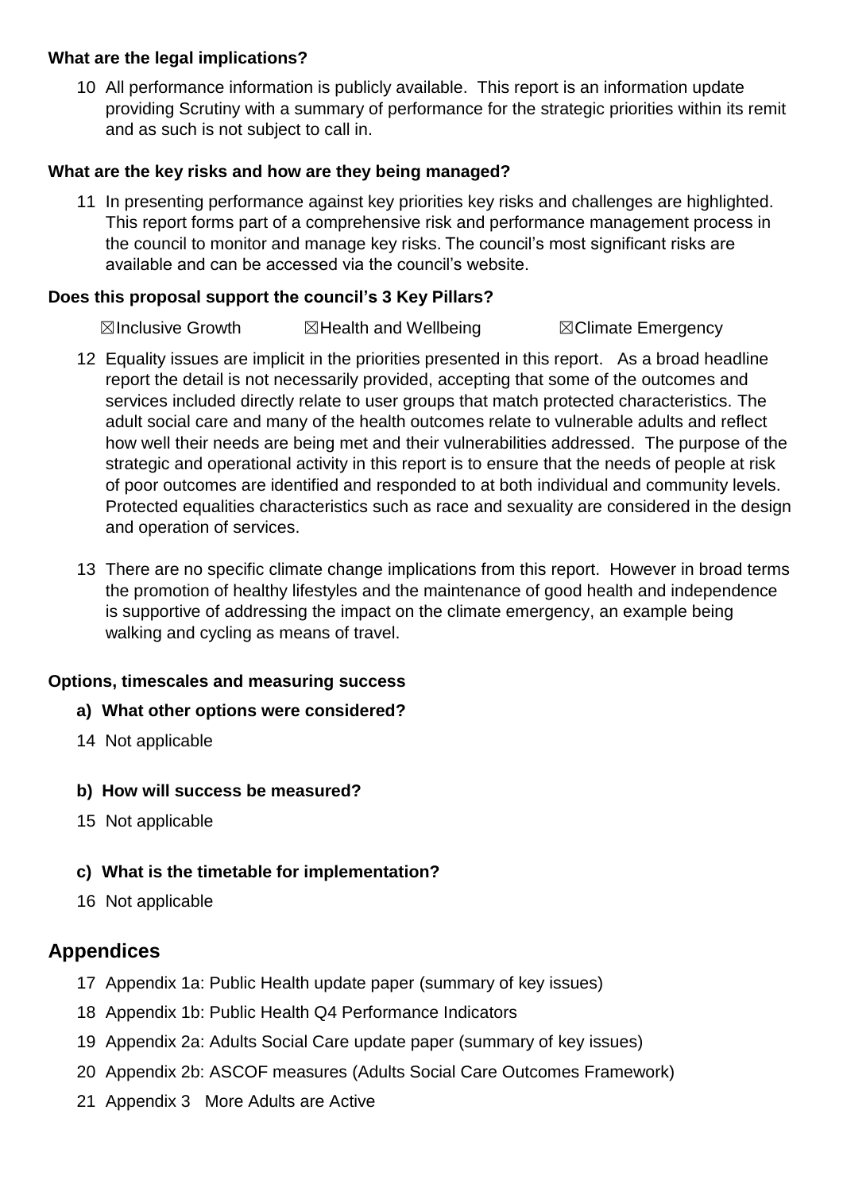**What are the legal implications?**

10 All performance information is publicly available. This report is an information update providing Scrutiny with a summary of performance for the strategic priorities within its remit and as such is not subject to call in.

**What are the key risks and how are they being managed?**

11 In presenting performance against key priorities key risks and challenges are highlighted. This report forms part of a comprehensive risk and performance management process in the council to monitor and manage key risks. The council's most significant risks are available and can be accessed via the council's website.

**Does this proposal support the council's 3 Key Pillars?**

☒Inclusive Growth ☒Health and Wellbeing ☒Climate Emergency

12 Equality issues are implicit in the priorities presented in this report. As a broad headline report the detail is not necessarily provided, accepting that some of the outcomes and services included directly relate to user groups that match protected characteristics. The adult social care and many of the health outcomes relate to vulnerable adults and reflect how well their needs are being met and their vulnerabilities addressed. The purpose of the strategic and operational activity in this report is to ensure that the needs of people at risk of poor outcomes are identified and responded to at both individual and community levels. Protected equalities characteristics such as race and sexuality are considered in the design and operation of services.

13 There are no specific climate change implications from this report. However in broad terms the promotion of healthy lifestyles and the maintenance of good health and independence is supportive of addressing the impact on the climate emergency, an example being walking and cycling as means of travel.

**Options, timescales and measuring success**

**a) What other options were considered?**

14 Not applicable

**b) How will success be measured?**

15 Not applicable

**c) What is the timetable for implementation?**

16 Not applicable

## Appendices

17 Appendix 1a: Public Health update paper (summary of key issues)

18 Appendix 1b: Public Health Q4 Performance Indicators

19 Appendix 2a: Adults Social Care update paper (summary of key issues)

20 Appendix 2b: ASCOF measures (Adults Social Care Outcomes Framework)

21 Appendix 3 More Adults are Active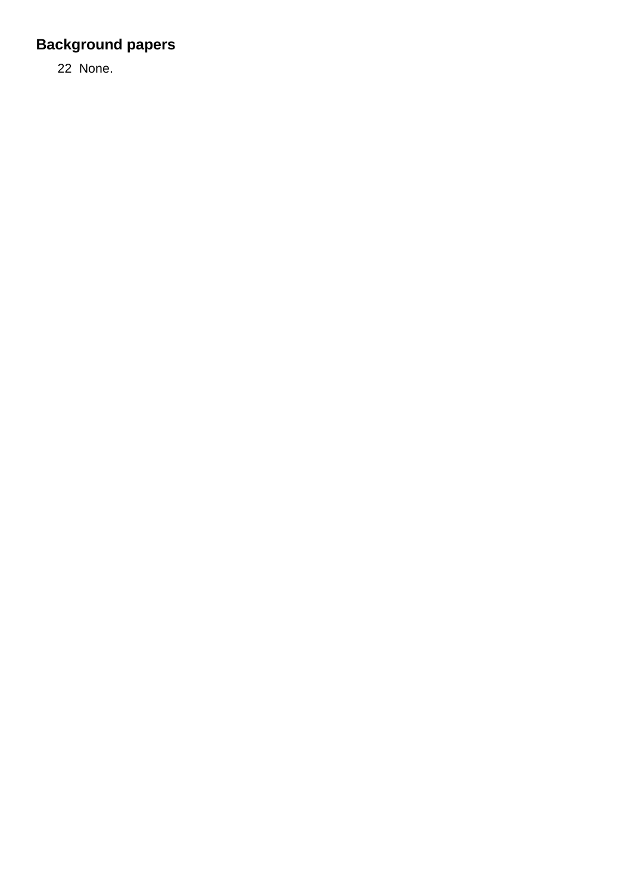## Background papers

22 None.